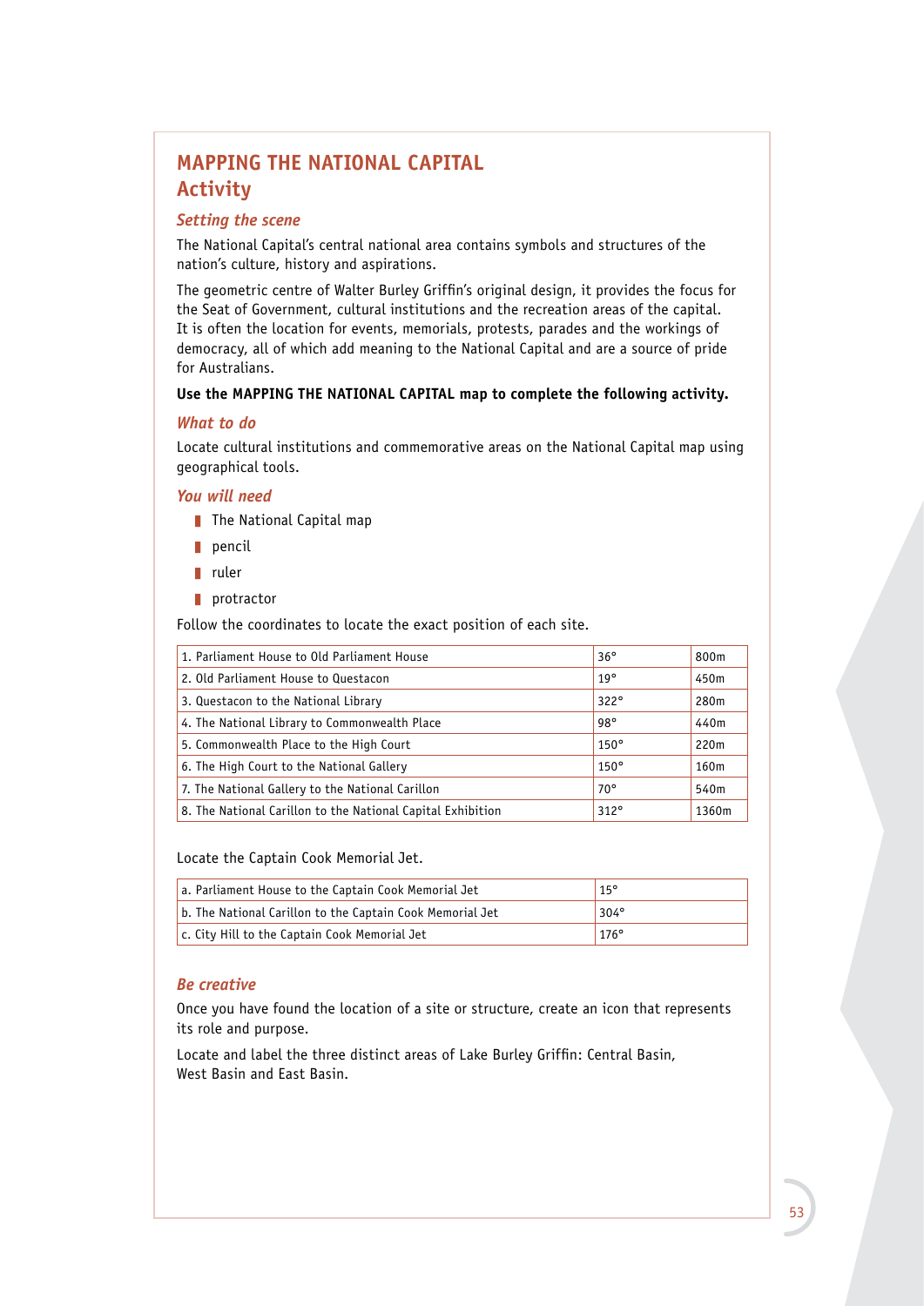# MAPPING THE NATIONAL CAPITAL
## Activity

### *Setting the scene*

The National Capital's central national area contains symbols and structures of the nation's culture, history and aspirations.

The geometric centre of Walter Burley Griffin's original design, it provides the focus for the Seat of Government, cultural institutions and the recreation areas of the capital. It is often the location for events, memorials, protests, parades and the workings of democracy, all of which add meaning to the National Capital and are a source of pride for Australians.

**Use the MAPPING THE NATIONAL CAPITAL map to complete the following activity.**

### *What to do*

Locate cultural institutions and commemorative areas on the National Capital map using geographical tools.

### *You will need*

- The National Capital map
- pencil
- ruler
- protractor

Follow the coordinates to locate the exact position of each site.

| | | |
|---|---|---|
| 1. Parliament House to Old Parliament House | 36° | 800m |
| 2. Old Parliament House to Questacon | 19° | 450m |
| 3. Questacon to the National Library | 322° | 280m |
| 4. The National Library to Commonwealth Place | 98° | 440m |
| 5. Commonwealth Place to the High Court | 150° | 220m |
| 6. The High Court to the National Gallery | 150° | 160m |
| 7. The National Gallery to the National Carillon | 70° | 540m |
| 8. The National Carillon to the National Capital Exhibition | 312° | 1360m |

Locate the Captain Cook Memorial Jet.

| | |
|---|---|
| a. Parliament House to the Captain Cook Memorial Jet | 15° |
| b. The National Carillon to the Captain Cook Memorial Jet | 304° |
| c. City Hill to the Captain Cook Memorial Jet | 176° |

### *Be creative*

Once you have found the location of a site or structure, create an icon that represents its role and purpose.

Locate and label the three distinct areas of Lake Burley Griffin: Central Basin, West Basin and East Basin.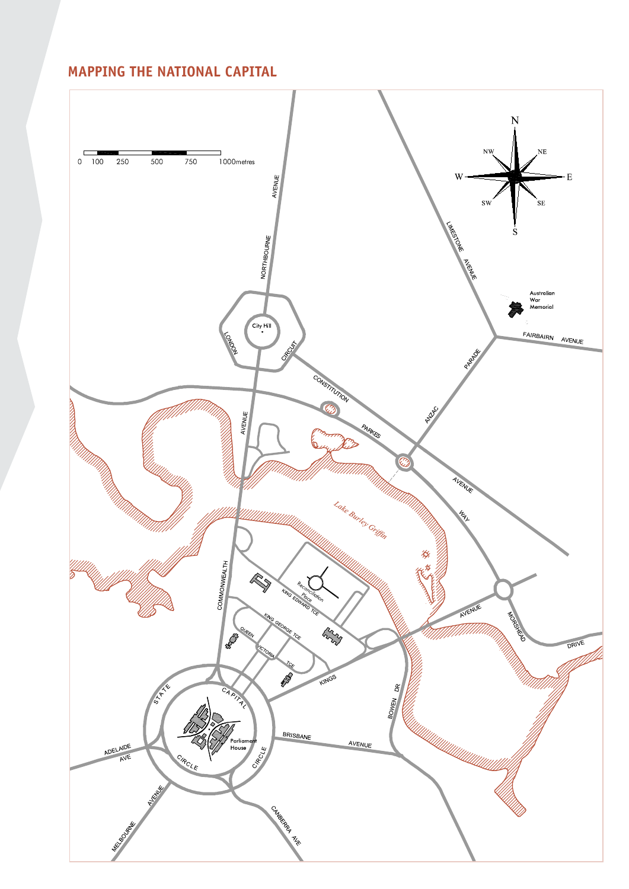## MAPPING THE NATIONAL CAPITAL

0 100 250 500 750 1000metres

N
NE
E
SE
S
SW
W
NW

NORTHBOURNE AVENUE

LIMESTONE AVENUE

Australian War Memorial

FAIRBAIRN AVENUE

City Hill

LONDON CIRCUIT

CONSTITUTION

ANZAC PARADE

PARKES

AVENUE

WAY

COMMONWEALTH AVENUE

*Lake Burley Griffin*

Reconciliation Place

KING EDWARD TCE

KING GEORGE TCE

QUEEN VICTORIA TCE

KINGS AVENUE

MORSHEAD DRIVE

BOWEN DR

STATE CIRCLE

CAPITAL CIRCLE

Parliament House

ADELAIDE AVE

BRISBANE AVENUE

MELBOURNE AVENUE

CANBERRA AVE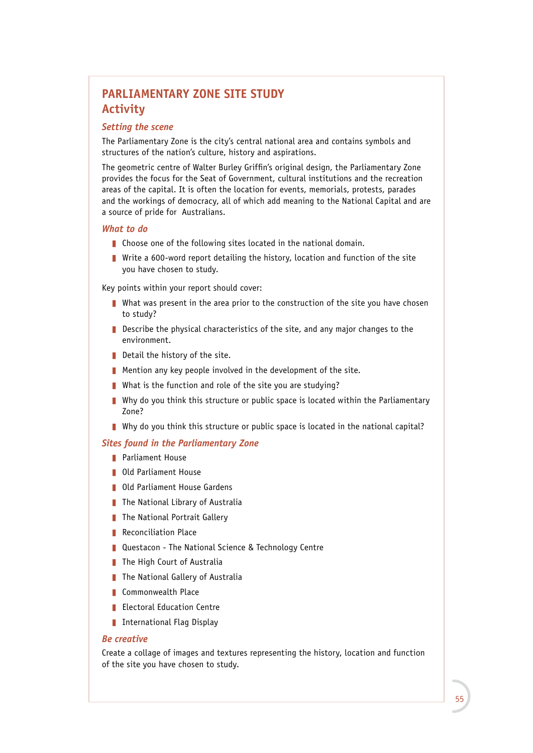# PARLIAMENTARY ZONE SITE STUDY
## Activity

### *Setting the scene*

The Parliamentary Zone is the city's central national area and contains symbols and structures of the nation's culture, history and aspirations.

The geometric centre of Walter Burley Griffin's original design, the Parliamentary Zone provides the focus for the Seat of Government, cultural institutions and the recreation areas of the capital. It is often the location for events, memorials, protests, parades and the workings of democracy, all of which add meaning to the National Capital and are a source of pride for Australians.

### *What to do*

- Choose one of the following sites located in the national domain.
- Write a 600-word report detailing the history, location and function of the site you have chosen to study.

Key points within your report should cover:

- What was present in the area prior to the construction of the site you have chosen to study?
- Describe the physical characteristics of the site, and any major changes to the environment.
- Detail the history of the site.
- Mention any key people involved in the development of the site.
- What is the function and role of the site you are studying?
- Why do you think this structure or public space is located within the Parliamentary Zone?
- Why do you think this structure or public space is located in the national capital?

### *Sites found in the Parliamentary Zone*

- Parliament House
- Old Parliament House
- Old Parliament House Gardens
- The National Library of Australia
- The National Portrait Gallery
- Reconciliation Place
- Questacon - The National Science & Technology Centre
- The High Court of Australia
- The National Gallery of Australia
- Commonwealth Place
- Electoral Education Centre
- International Flag Display

### *Be creative*

Create a collage of images and textures representing the history, location and function of the site you have chosen to study.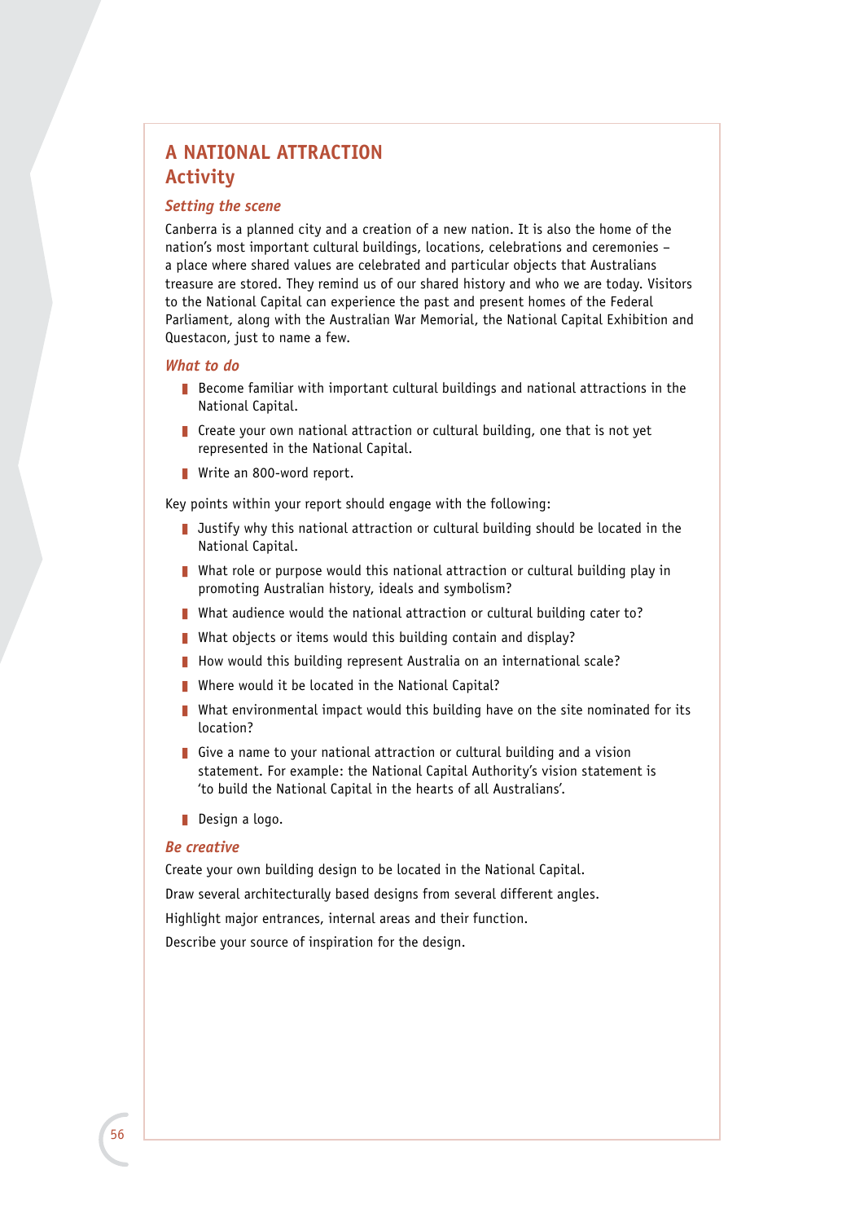# A NATIONAL ATTRACTION
## Activity

### *Setting the scene*

Canberra is a planned city and a creation of a new nation. It is also the home of the nation's most important cultural buildings, locations, celebrations and ceremonies – a place where shared values are celebrated and particular objects that Australians treasure are stored. They remind us of our shared history and who we are today. Visitors to the National Capital can experience the past and present homes of the Federal Parliament, along with the Australian War Memorial, the National Capital Exhibition and Questacon, just to name a few.

### *What to do*

- Become familiar with important cultural buildings and national attractions in the National Capital.
- Create your own national attraction or cultural building, one that is not yet represented in the National Capital.
- Write an 800-word report.

Key points within your report should engage with the following:

- Justify why this national attraction or cultural building should be located in the National Capital.
- What role or purpose would this national attraction or cultural building play in promoting Australian history, ideals and symbolism?
- What audience would the national attraction or cultural building cater to?
- What objects or items would this building contain and display?
- How would this building represent Australia on an international scale?
- Where would it be located in the National Capital?
- What environmental impact would this building have on the site nominated for its location?
- Give a name to your national attraction or cultural building and a vision statement. For example: the National Capital Authority's vision statement is 'to build the National Capital in the hearts of all Australians'.
- Design a logo.

### *Be creative*

Create your own building design to be located in the National Capital.

Draw several architecturally based designs from several different angles.

Highlight major entrances, internal areas and their function.

Describe your source of inspiration for the design.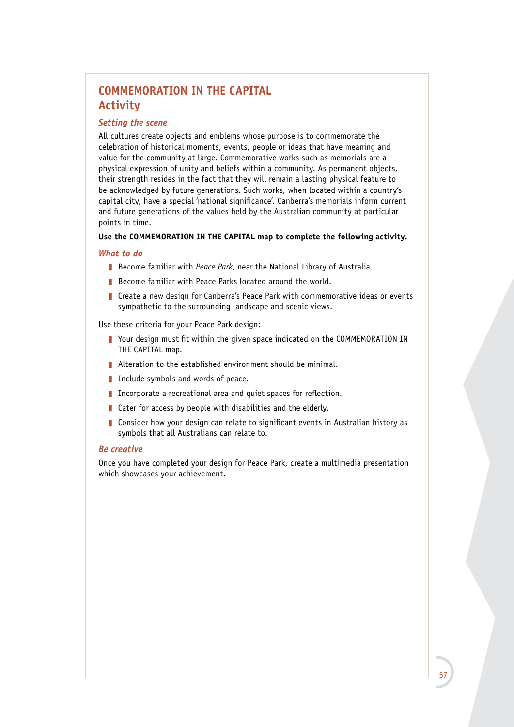# COMMEMORATION IN THE CAPITAL
## Activity

### *Setting the scene*

All cultures create objects and emblems whose purpose is to commemorate the celebration of historical moments, events, people or ideas that have meaning and value for the community at large. Commemorative works such as memorials are a physical expression of unity and beliefs within a community. As permanent objects, their strength resides in the fact that they will remain a lasting physical feature to be acknowledged by future generations. Such works, when located within a country's capital city, have a special 'national significance'. Canberra's memorials inform current and future generations of the values held by the Australian community at particular points in time.

**Use the COMMEMORATION IN THE CAPITAL map to complete the following activity.**

### *What to do*

- Become familiar with *Peace Park*, near the National Library of Australia.
- Become familiar with Peace Parks located around the world.
- Create a new design for Canberra's Peace Park with commemorative ideas or events sympathetic to the surrounding landscape and scenic views.

Use these criteria for your Peace Park design:

- Your design must fit within the given space indicated on the COMMEMORATION IN THE CAPITAL map.
- Alteration to the established environment should be minimal.
- Include symbols and words of peace.
- Incorporate a recreational area and quiet spaces for reflection.
- Cater for access by people with disabilities and the elderly.
- Consider how your design can relate to significant events in Australian history as symbols that all Australians can relate to.

### *Be creative*

Once you have completed your design for Peace Park, create a multimedia presentation which showcases your achievement.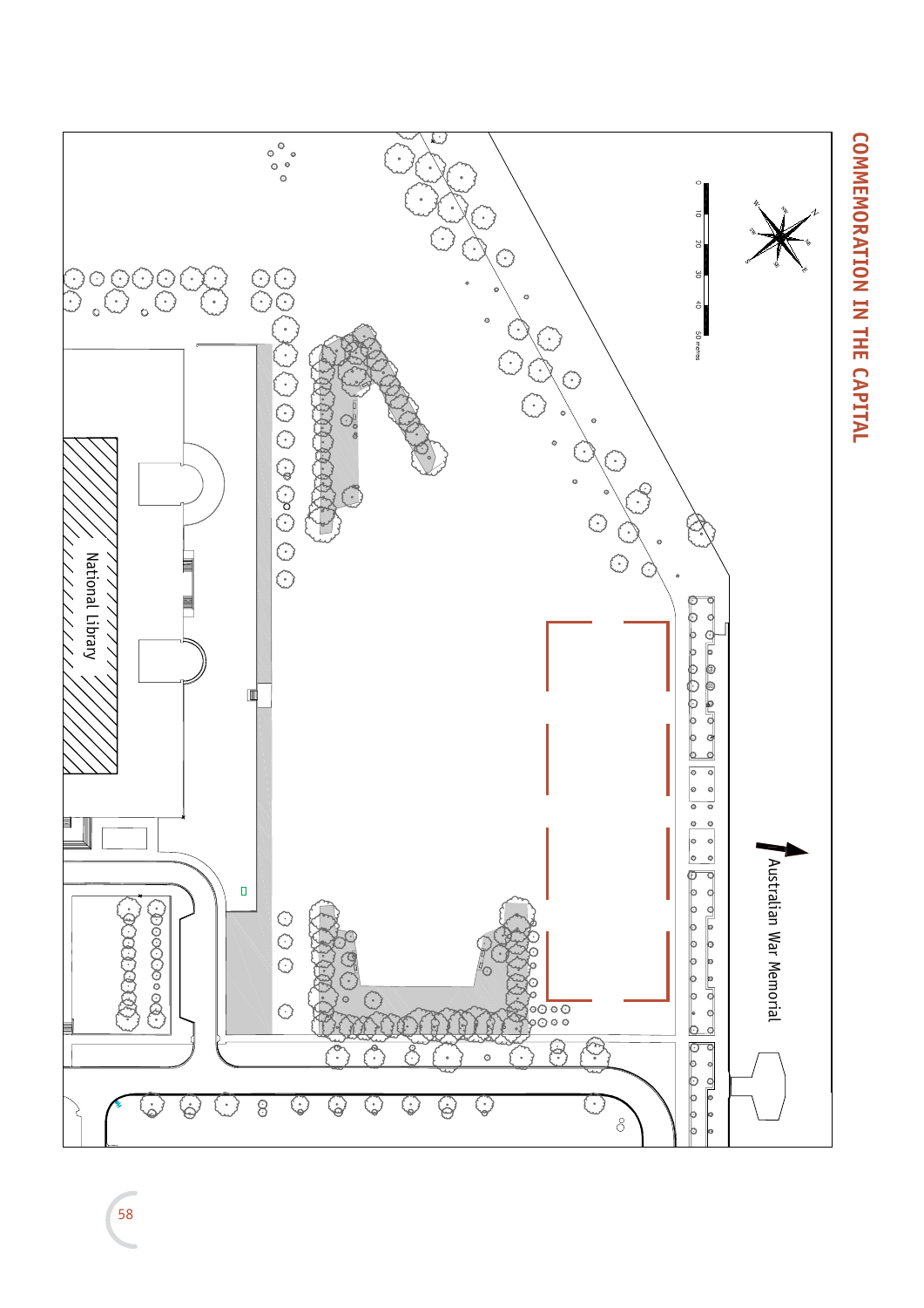National Library

Australian War Memorial

0 10 20 30 40 50 metres

N NE E SE S SW W NW